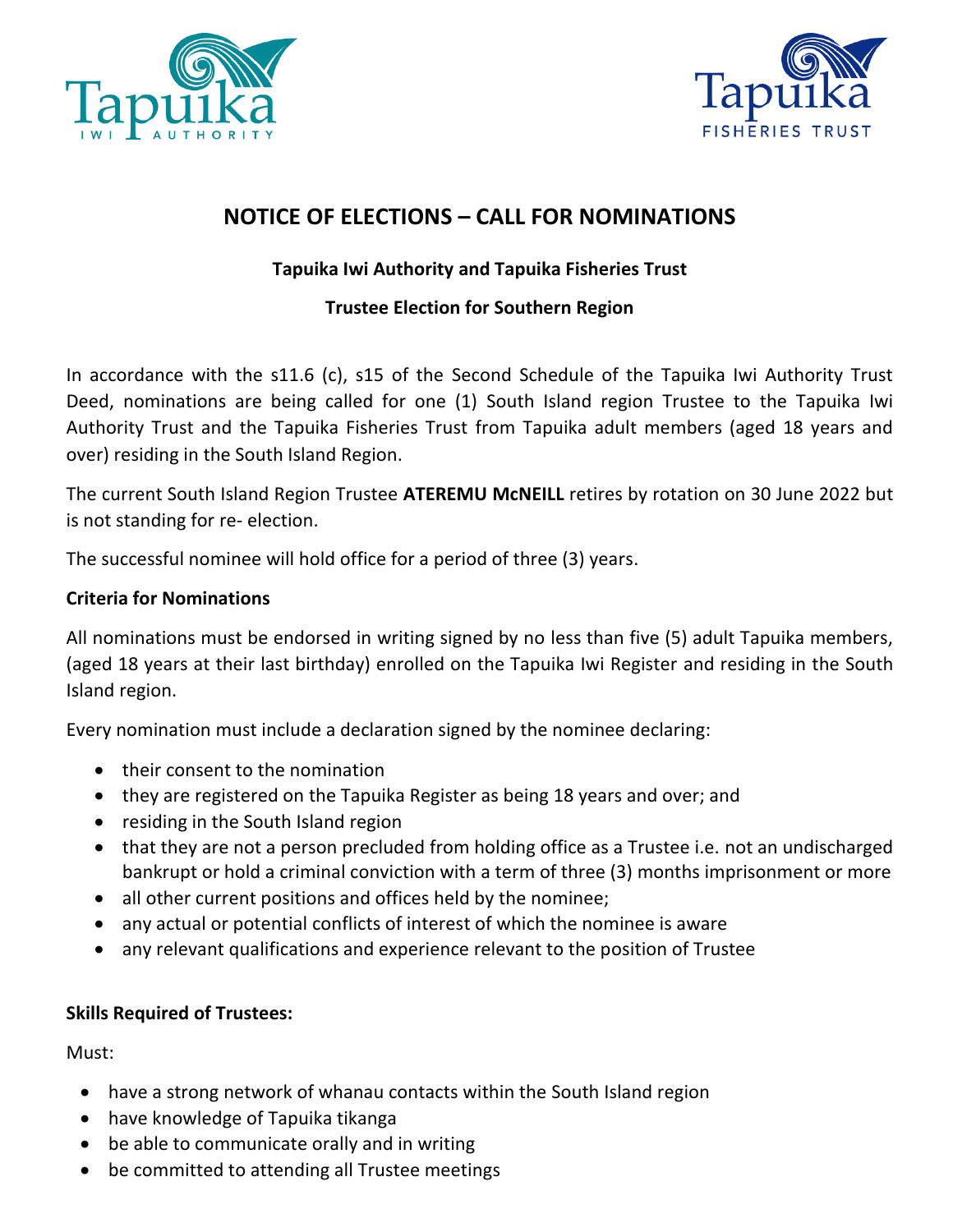# NOTICE OF ELECTIONS – CALL FOR NOMINATIONS

**Tapuika Iwi Authority and Tapuika Fisheries Trust**

**Trustee Election for Southern Region**

In accordance with the s11.6 (c), s15 of the Second Schedule of the Tapuika Iwi Authority Trust Deed, nominations are being called for one (1) South Island region Trustee to the Tapuika Iwi Authority Trust and the Tapuika Fisheries Trust from Tapuika adult members (aged 18 years and over) residing in the South Island Region.

The current South Island Region Trustee **ATEREMU McNEILL** retires by rotation on 30 June 2022 but is not standing for re- election.

The successful nominee will hold office for a period of three (3) years.

**Criteria for Nominations**

All nominations must be endorsed in writing signed by no less than five (5) adult Tapuika members, (aged 18 years at their last birthday) enrolled on the Tapuika Iwi Register and residing in the South Island region.

Every nomination must include a declaration signed by the nominee declaring:

- their consent to the nomination
- they are registered on the Tapuika Register as being 18 years and over; and
- residing in the South Island region
- that they are not a person precluded from holding office as a Trustee i.e. not an undischarged bankrupt or hold a criminal conviction with a term of three (3) months imprisonment or more
- all other current positions and offices held by the nominee;
- any actual or potential conflicts of interest of which the nominee is aware
- any relevant qualifications and experience relevant to the position of Trustee

**Skills Required of Trustees:**

Must:

- have a strong network of whanau contacts within the South Island region
- have knowledge of Tapuika tikanga
- be able to communicate orally and in writing
- be committed to attending all Trustee meetings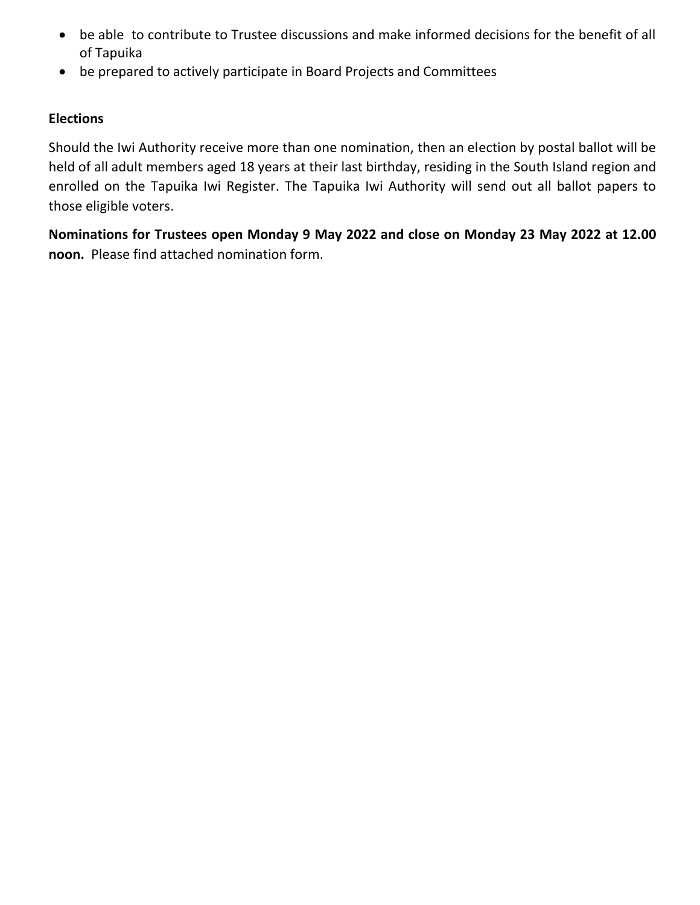- be able to contribute to Trustee discussions and make informed decisions for the benefit of all of Tapuika
- be prepared to actively participate in Board Projects and Committees

**Elections**

Should the Iwi Authority receive more than one nomination, then an election by postal ballot will be held of all adult members aged 18 years at their last birthday, residing in the South Island region and enrolled on the Tapuika Iwi Register. The Tapuika Iwi Authority will send out all ballot papers to those eligible voters.

**Nominations for Trustees open Monday 9 May 2022 and close on Monday 23 May 2022 at 12.00 noon.** Please find attached nomination form.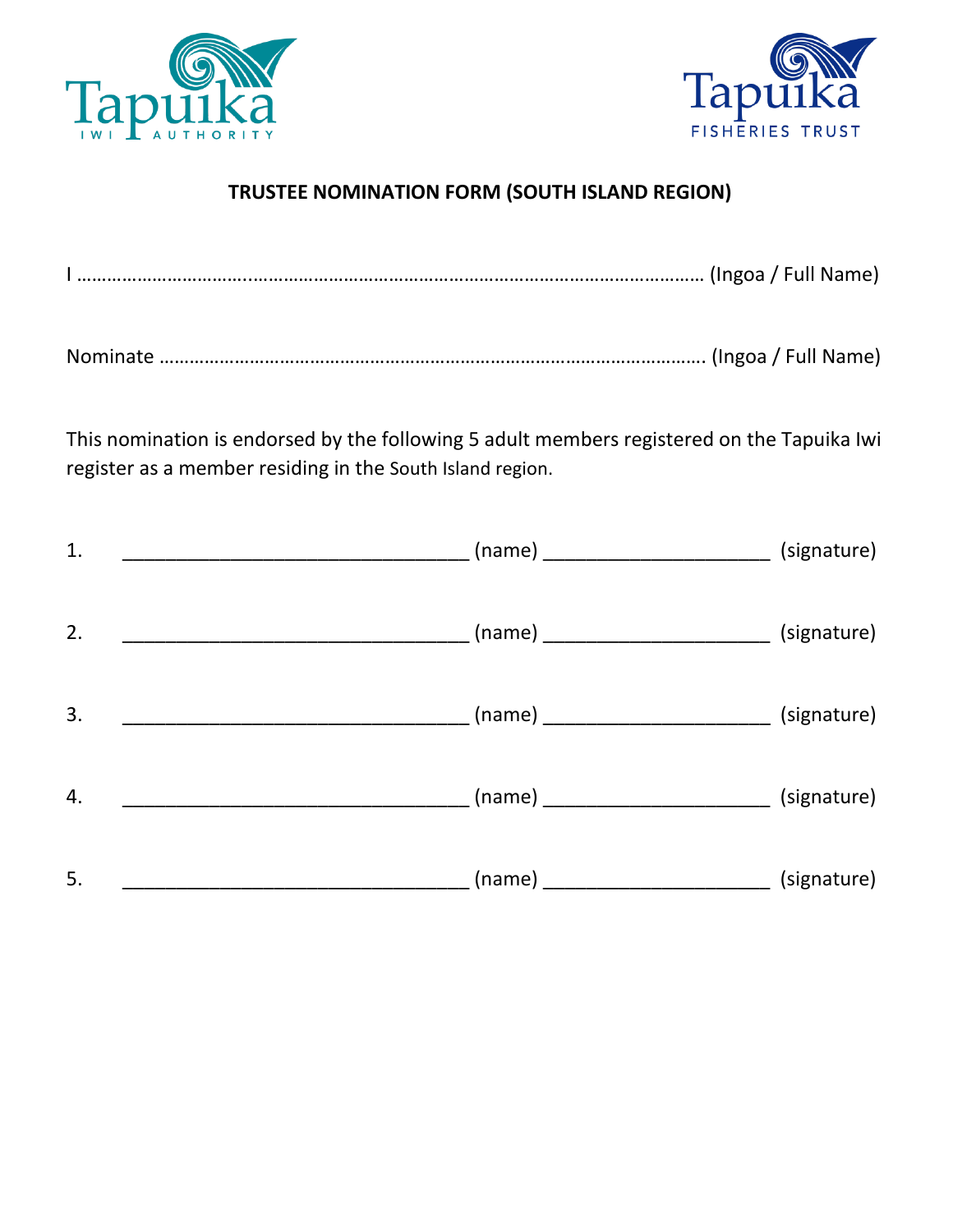Tapuika IWI AUTHORITY

Tapuika FISHERIES TRUST

**TRUSTEE NOMINATION FORM (SOUTH ISLAND REGION)**

I ……………………………………………………………………………………………………… (Ingoa / Full Name)

Nominate ………………………………………………………………………………………… (Ingoa / Full Name)

This nomination is endorsed by the following 5 adult members registered on the Tapuika Iwi register as a member residing in the South Island region.

1. ________________________________ (name) ____________________ (signature)

2. ________________________________ (name) ____________________ (signature)

3. ________________________________ (name) ____________________ (signature)

4. ________________________________ (name) ____________________ (signature)

5. ________________________________ (name) ____________________ (signature)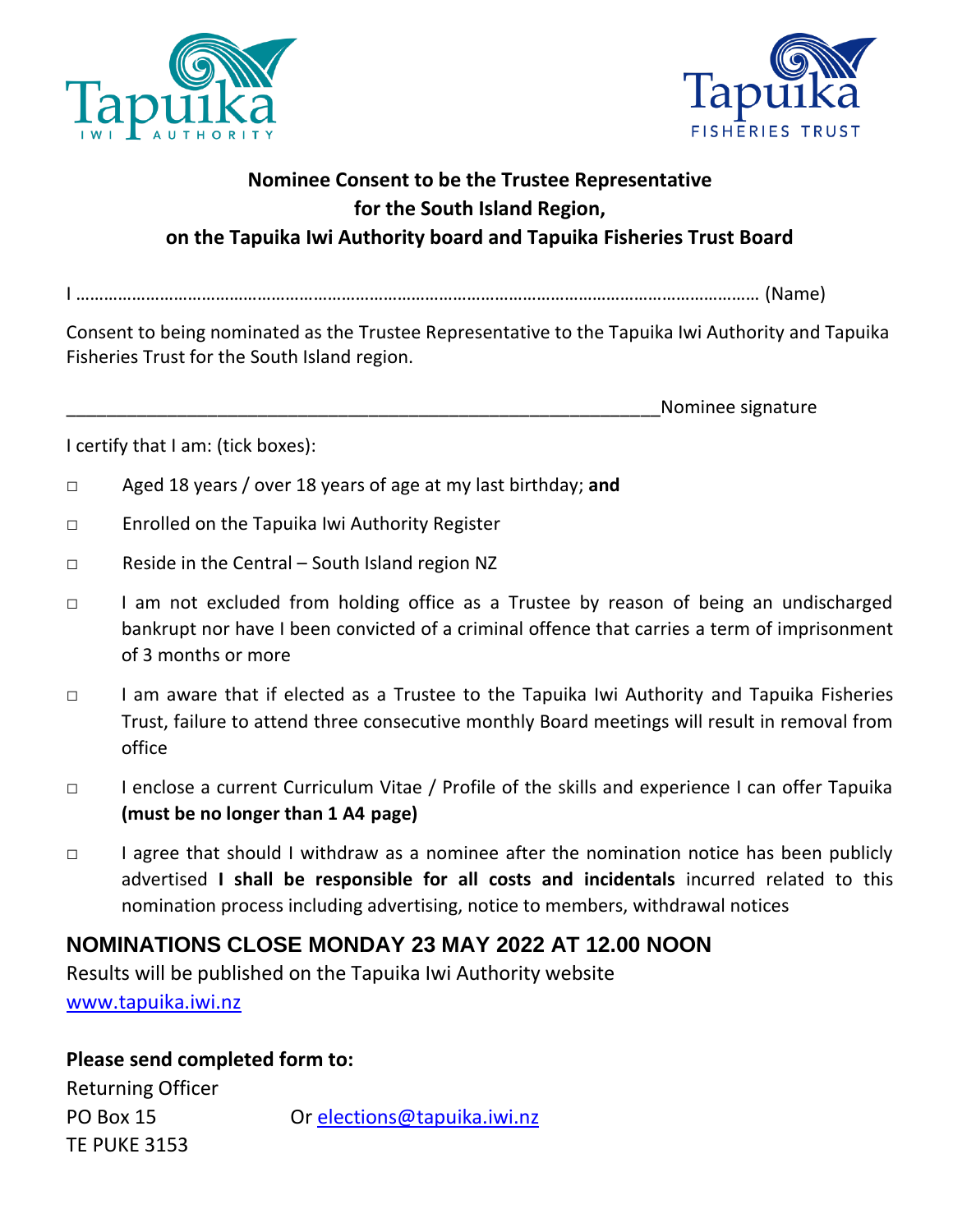Tapuika IWI AUTHORITY

Tapuika FISHERIES TRUST

## Nominee Consent to be the Trustee Representative for the South Island Region, on the Tapuika Iwi Authority board and Tapuika Fisheries Trust Board

I ………………………………………………………………………………………………………………………… (Name)

Consent to being nominated as the Trustee Representative to the Tapuika Iwi Authority and Tapuika Fisheries Trust for the South Island region.

_____________________________________________________________Nominee signature

I certify that I am: (tick boxes):

- □ Aged 18 years / over 18 years of age at my last birthday; **and**
- □ Enrolled on the Tapuika Iwi Authority Register
- □ Reside in the Central – South Island region NZ
- □ I am not excluded from holding office as a Trustee by reason of being an undischarged bankrupt nor have I been convicted of a criminal offence that carries a term of imprisonment of 3 months or more
- □ I am aware that if elected as a Trustee to the Tapuika Iwi Authority and Tapuika Fisheries Trust, failure to attend three consecutive monthly Board meetings will result in removal from office
- □ I enclose a current Curriculum Vitae / Profile of the skills and experience I can offer Tapuika **(must be no longer than 1 A4 page)**
- □ I agree that should I withdraw as a nominee after the nomination notice has been publicly advertised **I shall be responsible for all costs and incidentals** incurred related to this nomination process including advertising, notice to members, withdrawal notices

## NOMINATIONS CLOSE MONDAY 23 MAY 2022 AT 12.00 NOON

Results will be published on the Tapuika Iwi Authority website
www.tapuika.iwi.nz

**Please send completed form to:**

Returning Officer
PO Box 15 Or elections@tapuika.iwi.nz
TE PUKE 3153